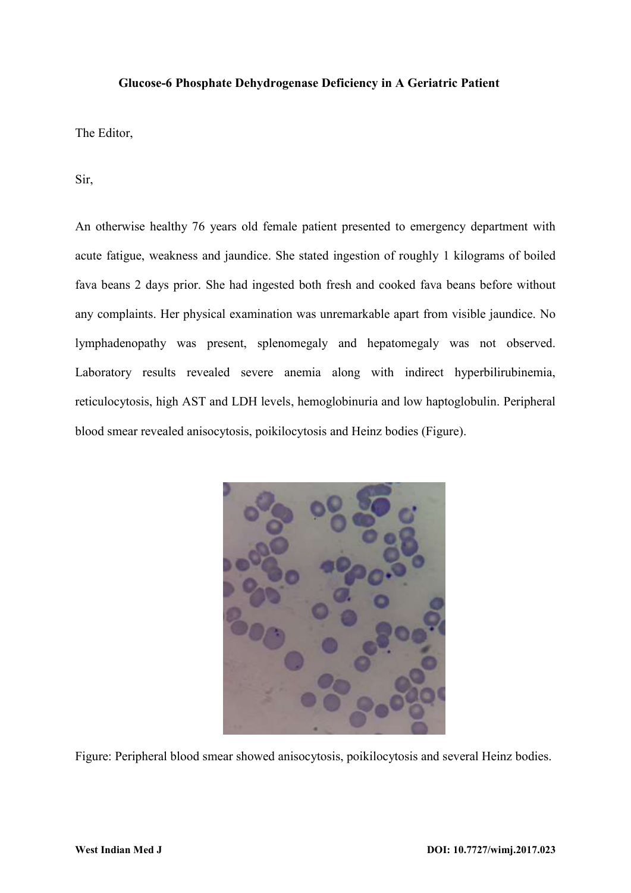**Glucose-6 Phosphate Dehydrogenase Deficiency in A Geriatric Patient**

The Editor,

Sir,

An otherwise healthy 76 years old female patient presented to emergency department with acute fatigue, weakness and jaundice. She stated ingestion of roughly 1 kilograms of boiled fava beans 2 days prior. She had ingested both fresh and cooked fava beans before without any complaints. Her physical examination was unremarkable apart from visible jaundice. No lymphadenopathy was present, splenomegaly and hepatomegaly was not observed. Laboratory results revealed severe anemia along with indirect hyperbilirubinemia, reticulocytosis, high AST and LDH levels, hemoglobinuria and low haptoglobulin. Peripheral blood smear revealed anisocytosis, poikilocytosis and Heinz bodies (Figure).

Figure: Peripheral blood smear showed anisocytosis, poikilocytosis and several Heinz bodies.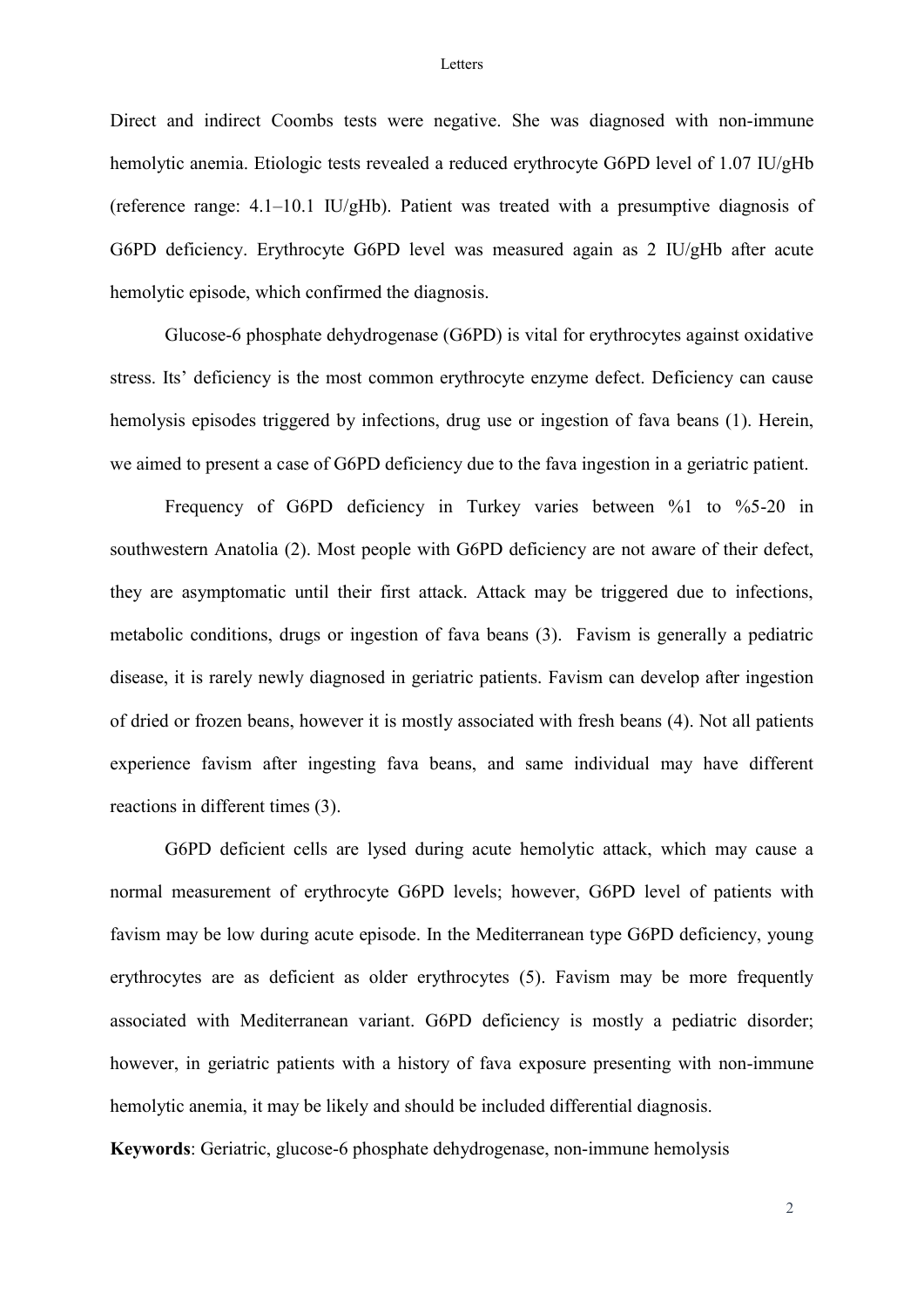Direct and indirect Coombs tests were negative. She was diagnosed with non-immune hemolytic anemia. Etiologic tests revealed a reduced erythrocyte G6PD level of 1.07 IU/gHb (reference range: 4.1–10.1 IU/gHb). Patient was treated with a presumptive diagnosis of G6PD deficiency. Erythrocyte G6PD level was measured again as 2 IU/gHb after acute hemolytic episode, which confirmed the diagnosis.

Glucose-6 phosphate dehydrogenase (G6PD) is vital for erythrocytes against oxidative stress. Its' deficiency is the most common erythrocyte enzyme defect. Deficiency can cause hemolysis episodes triggered by infections, drug use or ingestion of fava beans (1). Herein, we aimed to present a case of G6PD deficiency due to the fava ingestion in a geriatric patient.

Frequency of G6PD deficiency in Turkey varies between %1 to %5-20 in southwestern Anatolia (2). Most people with G6PD deficiency are not aware of their defect, they are asymptomatic until their first attack. Attack may be triggered due to infections, metabolic conditions, drugs or ingestion of fava beans (3). Favism is generally a pediatric disease, it is rarely newly diagnosed in geriatric patients. Favism can develop after ingestion of dried or frozen beans, however it is mostly associated with fresh beans (4). Not all patients experience favism after ingesting fava beans, and same individual may have different reactions in different times (3).

G6PD deficient cells are lysed during acute hemolytic attack, which may cause a normal measurement of erythrocyte G6PD levels; however, G6PD level of patients with favism may be low during acute episode. In the Mediterranean type G6PD deficiency, young erythrocytes are as deficient as older erythrocytes (5). Favism may be more frequently associated with Mediterranean variant. G6PD deficiency is mostly a pediatric disorder; however, in geriatric patients with a history of fava exposure presenting with non-immune hemolytic anemia, it may be likely and should be included differential diagnosis.

**Keywords**: Geriatric, glucose-6 phosphate dehydrogenase, non-immune hemolysis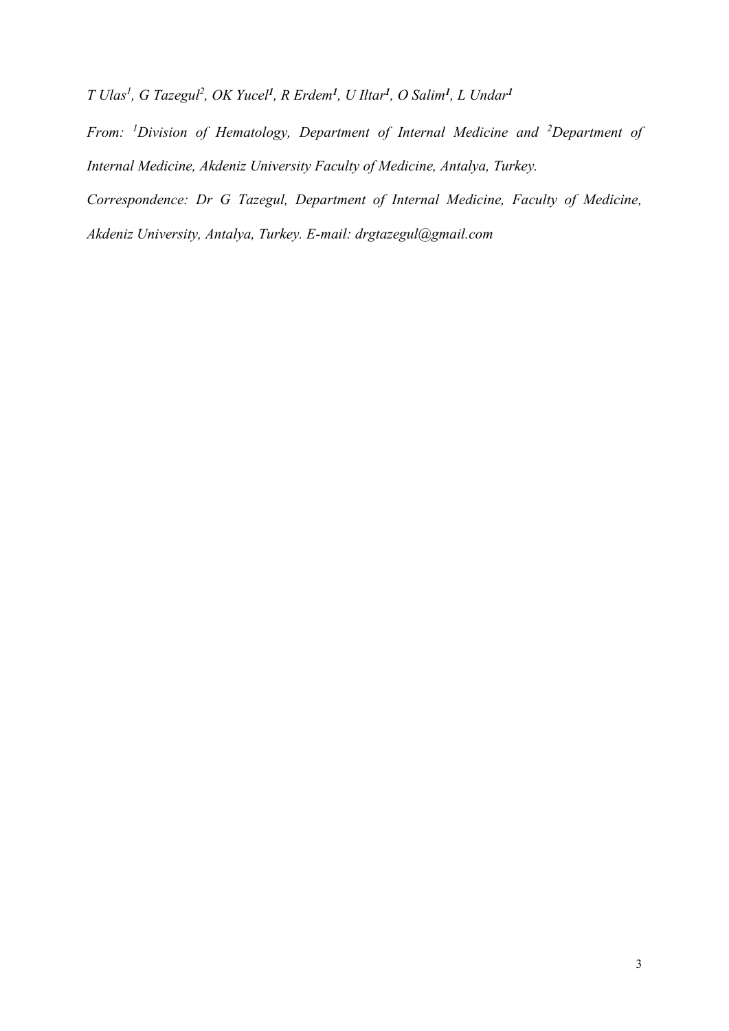*T Ulas[1], G Tazegul[2], OK Yucel[1], R Erdem[1], U Iltar[1], O Salim[1], L Undar[1]*

*From: [1]Division of Hematology, Department of Internal Medicine and [2]Department of Internal Medicine, Akdeniz University Faculty of Medicine, Antalya, Turkey.*

*Correspondence: Dr G Tazegul, Department of Internal Medicine, Faculty of Medicine, Akdeniz University, Antalya, Turkey. E-mail: drgtazegul@gmail.com*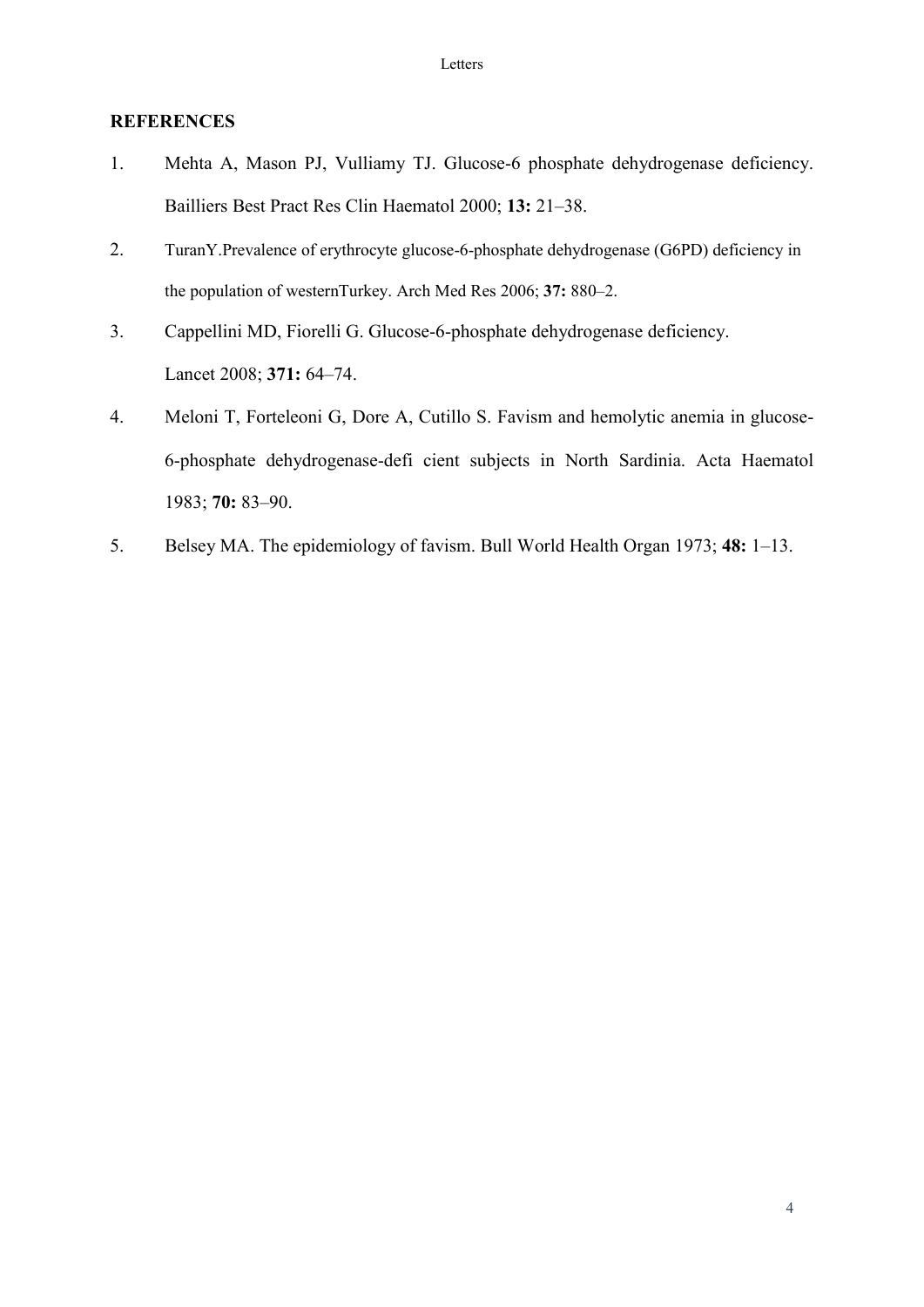## REFERENCES

1. Mehta A, Mason PJ, Vulliamy TJ. Glucose-6 phosphate dehydrogenase deficiency. Bailliers Best Pract Res Clin Haematol 2000; **13:** 21–38.
2. TuranY.Prevalence of erythrocyte glucose-6-phosphate dehydrogenase (G6PD) deficiency in the population of westernTurkey. Arch Med Res 2006; **37:** 880–2.
3. Cappellini MD, Fiorelli G. Glucose-6-phosphate dehydrogenase deficiency. Lancet 2008; **371:** 64–74.
4. Meloni T, Forteleoni G, Dore A, Cutillo S. Favism and hemolytic anemia in glucose-6-phosphate dehydrogenase-defi cient subjects in North Sardinia. Acta Haematol 1983; **70:** 83–90.
5. Belsey MA. The epidemiology of favism. Bull World Health Organ 1973; **48:** 1–13.